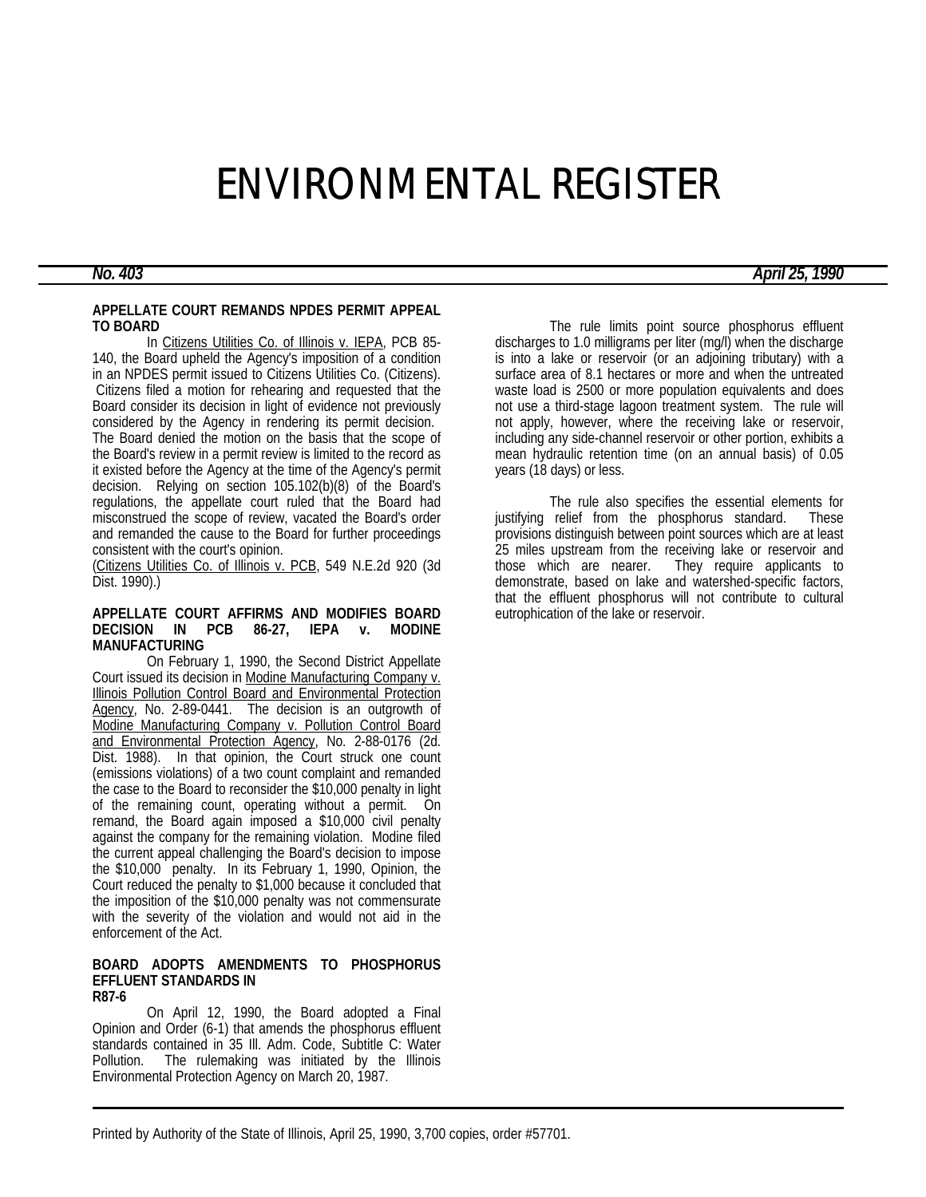# ENVIRONMENTAL REGISTER

***No. 403*** ***April 25, 1990***

### APPELLATE COURT REMANDS NPDES PERMIT APPEAL TO BOARD

In Citizens Utilities Co. of Illinois v. IEPA, PCB 85-140, the Board upheld the Agency's imposition of a condition in an NPDES permit issued to Citizens Utilities Co. (Citizens). Citizens filed a motion for rehearing and requested that the Board consider its decision in light of evidence not previously considered by the Agency in rendering its permit decision. The Board denied the motion on the basis that the scope of the Board's review in a permit review is limited to the record as it existed before the Agency at the time of the Agency's permit decision. Relying on section 105.102(b)(8) of the Board's regulations, the appellate court ruled that the Board had misconstrued the scope of review, vacated the Board's order and remanded the cause to the Board for further proceedings consistent with the court's opinion.
(Citizens Utilities Co. of Illinois v. PCB, 549 N.E.2d 920 (3d Dist. 1990).)

### APPELLATE COURT AFFIRMS AND MODIFIES BOARD DECISION IN PCB 86-27, IEPA v. MODINE MANUFACTURING

On February 1, 1990, the Second District Appellate Court issued its decision in Modine Manufacturing Company v. Illinois Pollution Control Board and Environmental Protection Agency, No. 2-89-0441. The decision is an outgrowth of Modine Manufacturing Company v. Pollution Control Board and Environmental Protection Agency, No. 2-88-0176 (2d. Dist. 1988). In that opinion, the Court struck one count (emissions violations) of a two count complaint and remanded the case to the Board to reconsider the $10,000 penalty in light of the remaining count, operating without a permit. On remand, the Board again imposed a $10,000 civil penalty against the company for the remaining violation. Modine filed the current appeal challenging the Board's decision to impose the $10,000 penalty. In its February 1, 1990, Opinion, the Court reduced the penalty to $1,000 because it concluded that the imposition of the $10,000 penalty was not commensurate with the severity of the violation and would not aid in the enforcement of the Act.

### BOARD ADOPTS AMENDMENTS TO PHOSPHORUS EFFLUENT STANDARDS IN R87-6

On April 12, 1990, the Board adopted a Final Opinion and Order (6-1) that amends the phosphorus effluent standards contained in 35 Ill. Adm. Code, Subtitle C: Water Pollution. The rulemaking was initiated by the Illinois Environmental Protection Agency on March 20, 1987.

The rule limits point source phosphorus effluent discharges to 1.0 milligrams per liter (mg/l) when the discharge is into a lake or reservoir (or an adjoining tributary) with a surface area of 8.1 hectares or more and when the untreated waste load is 2500 or more population equivalents and does not use a third-stage lagoon treatment system. The rule will not apply, however, where the receiving lake or reservoir, including any side-channel reservoir or other portion, exhibits a mean hydraulic retention time (on an annual basis) of 0.05 years (18 days) or less.

The rule also specifies the essential elements for justifying relief from the phosphorus standard. These provisions distinguish between point sources which are at least 25 miles upstream from the receiving lake or reservoir and those which are nearer. They require applicants to demonstrate, based on lake and watershed-specific factors, that the effluent phosphorus will not contribute to cultural eutrophication of the lake or reservoir.

Printed by Authority of the State of Illinois, April 25, 1990, 3,700 copies, order #57701.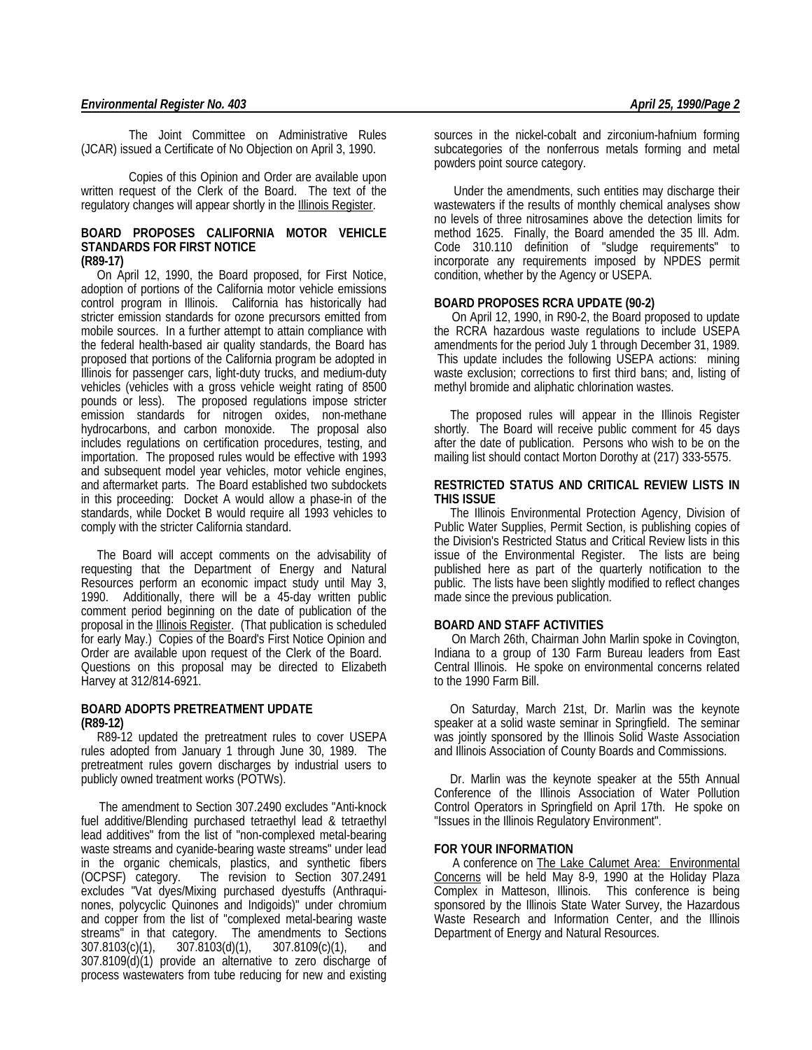The Joint Committee on Administrative Rules (JCAR) issued a Certificate of No Objection on April 3, 1990.

Copies of this Opinion and Order are available upon written request of the Clerk of the Board. The text of the regulatory changes will appear shortly in the Illinois Register.

**BOARD PROPOSES CALIFORNIA MOTOR VEHICLE STANDARDS FOR FIRST NOTICE**
**(R89-17)**

On April 12, 1990, the Board proposed, for First Notice, adoption of portions of the California motor vehicle emissions control program in Illinois. California has historically had stricter emission standards for ozone precursors emitted from mobile sources. In a further attempt to attain compliance with the federal health-based air quality standards, the Board has proposed that portions of the California program be adopted in Illinois for passenger cars, light-duty trucks, and medium-duty vehicles (vehicles with a gross vehicle weight rating of 8500 pounds or less). The proposed regulations impose stricter emission standards for nitrogen oxides, non-methane hydrocarbons, and carbon monoxide. The proposal also includes regulations on certification procedures, testing, and importation. The proposed rules would be effective with 1993 and subsequent model year vehicles, motor vehicle engines, and aftermarket parts. The Board established two subdockets in this proceeding: Docket A would allow a phase-in of the standards, while Docket B would require all 1993 vehicles to comply with the stricter California standard.

The Board will accept comments on the advisability of requesting that the Department of Energy and Natural Resources perform an economic impact study until May 3, 1990. Additionally, there will be a 45-day written public comment period beginning on the date of publication of the proposal in the Illinois Register. (That publication is scheduled for early May.) Copies of the Board's First Notice Opinion and Order are available upon request of the Clerk of the Board. Questions on this proposal may be directed to Elizabeth Harvey at 312/814-6921.

**BOARD ADOPTS PRETREATMENT UPDATE**
**(R89-12)**

R89-12 updated the pretreatment rules to cover USEPA rules adopted from January 1 through June 30, 1989. The pretreatment rules govern discharges by industrial users to publicly owned treatment works (POTWs).

The amendment to Section 307.2490 excludes "Anti-knock fuel additive/Blending purchased tetraethyl lead & tetraethyl lead additives" from the list of "non-complexed metal-bearing waste streams and cyanide-bearing waste streams" under lead in the organic chemicals, plastics, and synthetic fibers (OCPSF) category. The revision to Section 307.2491 excludes "Vat dyes/Mixing purchased dyestuffs (Anthraquinones, polycyclic Quinones and Indigoids)" under chromium and copper from the list of "complexed metal-bearing waste streams" in that category. The amendments to Sections 307.8103(c)(1), 307.8103(d)(1), 307.8109(c)(1), and 307.8109(d)(1) provide an alternative to zero discharge of process wastewaters from tube reducing for new and existing sources in the nickel-cobalt and zirconium-hafnium forming subcategories of the nonferrous metals forming and metal powders point source category.

Under the amendments, such entities may discharge their wastewaters if the results of monthly chemical analyses show no levels of three nitrosamines above the detection limits for method 1625. Finally, the Board amended the 35 Ill. Adm. Code 310.110 definition of "sludge requirements" to incorporate any requirements imposed by NPDES permit condition, whether by the Agency or USEPA.

**BOARD PROPOSES RCRA UPDATE (90-2)**

On April 12, 1990, in R90-2, the Board proposed to update the RCRA hazardous waste regulations to include USEPA amendments for the period July 1 through December 31, 1989. This update includes the following USEPA actions: mining waste exclusion; corrections to first third bans; and, listing of methyl bromide and aliphatic chlorination wastes.

The proposed rules will appear in the Illinois Register shortly. The Board will receive public comment for 45 days after the date of publication. Persons who wish to be on the mailing list should contact Morton Dorothy at (217) 333-5575.

**RESTRICTED STATUS AND CRITICAL REVIEW LISTS IN THIS ISSUE**

The Illinois Environmental Protection Agency, Division of Public Water Supplies, Permit Section, is publishing copies of the Division's Restricted Status and Critical Review lists in this issue of the Environmental Register. The lists are being published here as part of the quarterly notification to the public. The lists have been slightly modified to reflect changes made since the previous publication.

**BOARD AND STAFF ACTIVITIES**

On March 26th, Chairman John Marlin spoke in Covington, Indiana to a group of 130 Farm Bureau leaders from East Central Illinois. He spoke on environmental concerns related to the 1990 Farm Bill.

On Saturday, March 21st, Dr. Marlin was the keynote speaker at a solid waste seminar in Springfield. The seminar was jointly sponsored by the Illinois Solid Waste Association and Illinois Association of County Boards and Commissions.

Dr. Marlin was the keynote speaker at the 55th Annual Conference of the Illinois Association of Water Pollution Control Operators in Springfield on April 17th. He spoke on "Issues in the Illinois Regulatory Environment".

**FOR YOUR INFORMATION**

A conference on The Lake Calumet Area: Environmental Concerns will be held May 8-9, 1990 at the Holiday Plaza Complex in Matteson, Illinois. This conference is being sponsored by the Illinois State Water Survey, the Hazardous Waste Research and Information Center, and the Illinois Department of Energy and Natural Resources.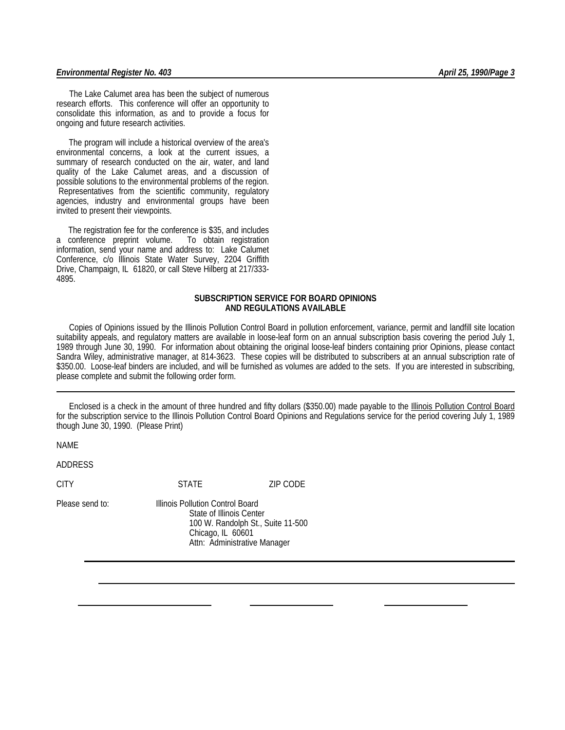The Lake Calumet area has been the subject of numerous research efforts. This conference will offer an opportunity to consolidate this information, as and to provide a focus for ongoing and future research activities.

The program will include a historical overview of the area's environmental concerns, a look at the current issues, a summary of research conducted on the air, water, and land quality of the Lake Calumet areas, and a discussion of possible solutions to the environmental problems of the region. Representatives from the scientific community, regulatory agencies, industry and environmental groups have been invited to present their viewpoints.

The registration fee for the conference is $35, and includes a conference preprint volume. To obtain registration information, send your name and address to: Lake Calumet Conference, c/o Illinois State Water Survey, 2204 Griffith Drive, Champaign, IL 61820, or call Steve Hilberg at 217/333-4895.

## SUBSCRIPTION SERVICE FOR BOARD OPINIONS AND REGULATIONS AVAILABLE

Copies of Opinions issued by the Illinois Pollution Control Board in pollution enforcement, variance, permit and landfill site location suitability appeals, and regulatory matters are available in loose-leaf form on an annual subscription basis covering the period July 1, 1989 through June 30, 1990. For information about obtaining the original loose-leaf binders containing prior Opinions, please contact Sandra Wiley, administrative manager, at 814-3623. These copies will be distributed to subscribers at an annual subscription rate of $350.00. Loose-leaf binders are included, and will be furnished as volumes are added to the sets. If you are interested in subscribing, please complete and submit the following order form.

---

Enclosed is a check in the amount of three hundred and fifty dollars ($350.00) made payable to the <u>Illinois Pollution Control Board</u> for the subscription service to the Illinois Pollution Control Board Opinions and Regulations service for the period covering July 1, 1989 though June 30, 1990. (Please Print)

NAME ______________________________

ADDRESS ______________________________

CITY ______________ STATE ______________ ZIP CODE ______________

Please send to:

Illinois Pollution Control Board
State of Illinois Center
100 W. Randolph St., Suite 11-500
Chicago, IL 60601
Attn: Administrative Manager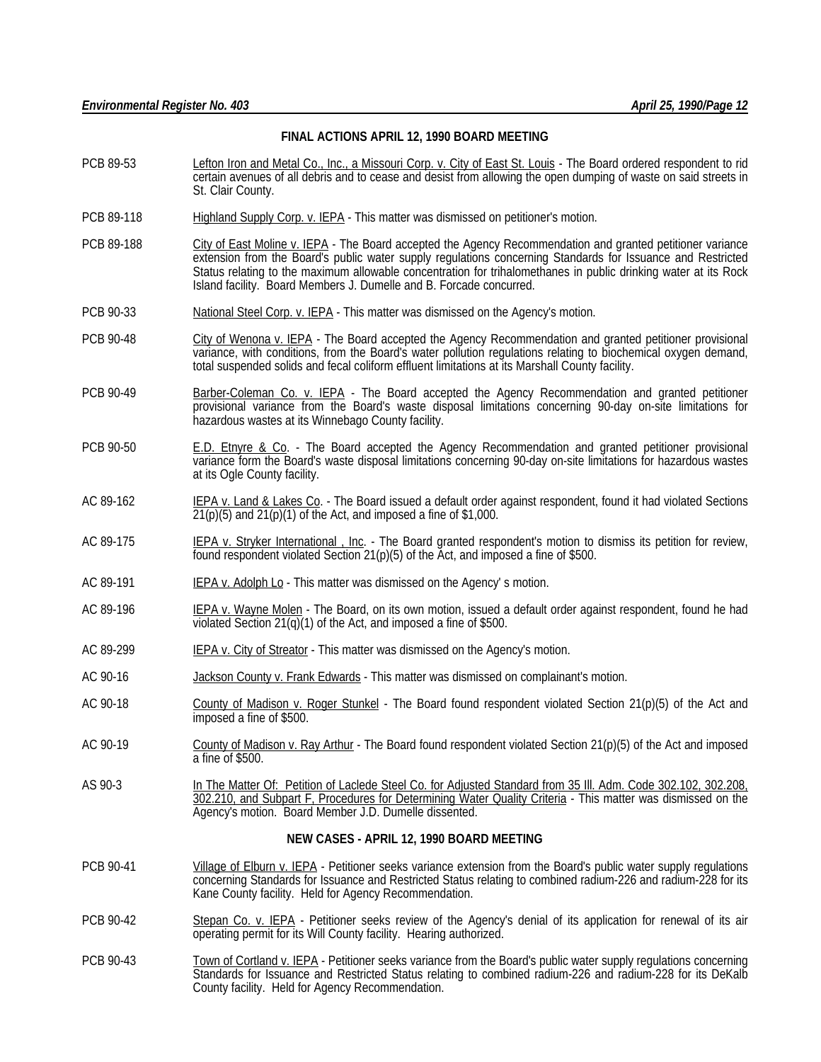## FINAL ACTIONS APRIL 12, 1990 BOARD MEETING

PCB 89-53 — Lefton Iron and Metal Co., Inc., a Missouri Corp. v. City of East St. Louis - The Board ordered respondent to rid certain avenues of all debris and to cease and desist from allowing the open dumping of waste on said streets in St. Clair County.

PCB 89-118 — Highland Supply Corp. v. IEPA - This matter was dismissed on petitioner's motion.

PCB 89-188 — City of East Moline v. IEPA - The Board accepted the Agency Recommendation and granted petitioner variance extension from the Board's public water supply regulations concerning Standards for Issuance and Restricted Status relating to the maximum allowable concentration for trihalomethanes in public drinking water at its Rock Island facility. Board Members J. Dumelle and B. Forcade concurred.

PCB 90-33 — National Steel Corp. v. IEPA - This matter was dismissed on the Agency's motion.

PCB 90-48 — City of Wenona v. IEPA - The Board accepted the Agency Recommendation and granted petitioner provisional variance, with conditions, from the Board's water pollution regulations relating to biochemical oxygen demand, total suspended solids and fecal coliform effluent limitations at its Marshall County facility.

PCB 90-49 — Barber-Coleman Co. v. IEPA - The Board accepted the Agency Recommendation and granted petitioner provisional variance from the Board's waste disposal limitations concerning 90-day on-site limitations for hazardous wastes at its Winnebago County facility.

PCB 90-50 — E.D. Etnyre & Co. - The Board accepted the Agency Recommendation and granted petitioner provisional variance form the Board's waste disposal limitations concerning 90-day on-site limitations for hazardous wastes at its Ogle County facility.

AC 89-162 — IEPA v. Land & Lakes Co. - The Board issued a default order against respondent, found it had violated Sections 21(p)(5) and 21(p)(1) of the Act, and imposed a fine of $1,000.

AC 89-175 — IEPA v. Stryker International , Inc. - The Board granted respondent's motion to dismiss its petition for review, found respondent violated Section 21(p)(5) of the Act, and imposed a fine of $500.

AC 89-191 — IEPA v. Adolph Lo - This matter was dismissed on the Agency' s motion.

AC 89-196 — IEPA v. Wayne Molen - The Board, on its own motion, issued a default order against respondent, found he had violated Section 21(q)(1) of the Act, and imposed a fine of $500.

AC 89-299 — IEPA v. City of Streator - This matter was dismissed on the Agency's motion.

AC 90-16 — Jackson County v. Frank Edwards - This matter was dismissed on complainant's motion.

AC 90-18 — County of Madison v. Roger Stunkel - The Board found respondent violated Section 21(p)(5) of the Act and imposed a fine of $500.

AC 90-19 — County of Madison v. Ray Arthur - The Board found respondent violated Section 21(p)(5) of the Act and imposed a fine of $500.

AS 90-3 — In The Matter Of: Petition of Laclede Steel Co. for Adjusted Standard from 35 Ill. Adm. Code 302.102, 302.208, 302.210, and Subpart F, Procedures for Determining Water Quality Criteria - This matter was dismissed on the Agency's motion. Board Member J.D. Dumelle dissented.

## NEW CASES - APRIL 12, 1990 BOARD MEETING

PCB 90-41 — Village of Elburn v. IEPA - Petitioner seeks variance extension from the Board's public water supply regulations concerning Standards for Issuance and Restricted Status relating to combined radium-226 and radium-228 for its Kane County facility. Held for Agency Recommendation.

PCB 90-42 — Stepan Co. v. IEPA - Petitioner seeks review of the Agency's denial of its application for renewal of its air operating permit for its Will County facility. Hearing authorized.

PCB 90-43 — Town of Cortland v. IEPA - Petitioner seeks variance from the Board's public water supply regulations concerning Standards for Issuance and Restricted Status relating to combined radium-226 and radium-228 for its DeKalb County facility. Held for Agency Recommendation.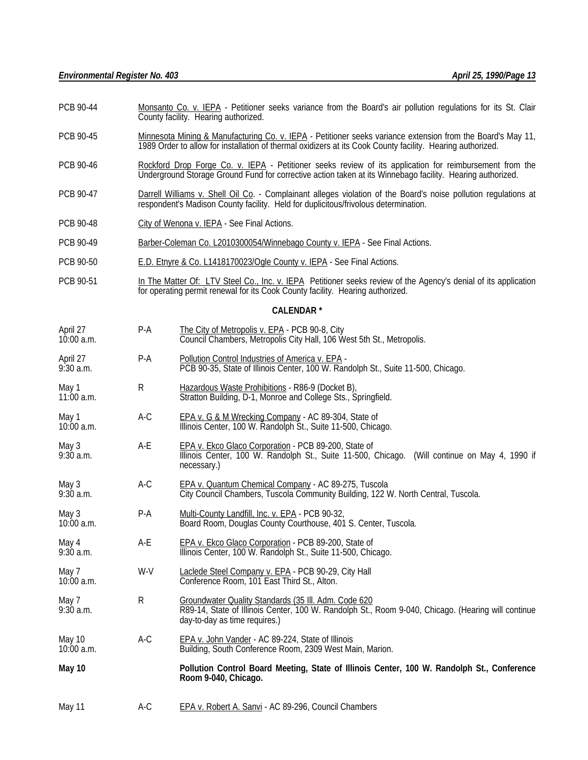PCB 90-44 — Monsanto Co. v. IEPA - Petitioner seeks variance from the Board's air pollution regulations for its St. Clair County facility. Hearing authorized.

PCB 90-45 — Minnesota Mining & Manufacturing Co. v. IEPA - Petitioner seeks variance extension from the Board's May 11, 1989 Order to allow for installation of thermal oxidizers at its Cook County facility. Hearing authorized.

PCB 90-46 — Rockford Drop Forge Co. v. IEPA - Petitioner seeks review of its application for reimbursement from the Underground Storage Ground Fund for corrective action taken at its Winnebago facility. Hearing authorized.

PCB 90-47 — Darrell Williams v. Shell Oil Co. - Complainant alleges violation of the Board's noise pollution regulations at respondent's Madison County facility. Held for duplicitous/frivolous determination.

PCB 90-48 — City of Wenona v. IEPA - See Final Actions.

PCB 90-49 — Barber-Coleman Co. L2010300054/Winnebago County v. IEPA - See Final Actions.

PCB 90-50 — E.D. Etnyre & Co. L1418170023/Ogle County v. IEPA - See Final Actions.

PCB 90-51 — In The Matter Of: LTV Steel Co., Inc. v. IEPA Petitioner seeks review of the Agency's denial of its application for operating permit renewal for its Cook County facility. Hearing authorized.

## CALENDAR *

| Date/Time | Type | Matter |
|---|---|---|
| April 27 10:00 a.m. | P-A | The City of Metropolis v. EPA - PCB 90-8, City Council Chambers, Metropolis City Hall, 106 West 5th St., Metropolis. |
| April 27 9:30 a.m. | P-A | Pollution Control Industries of America v. EPA - PCB 90-35, State of Illinois Center, 100 W. Randolph St., Suite 11-500, Chicago. |
| May 1 11:00 a.m. | R | Hazardous Waste Prohibitions - R86-9 (Docket B), Stratton Building, D-1, Monroe and College Sts., Springfield. |
| May 1 10:00 a.m. | A-C | EPA v. G & M Wrecking Company - AC 89-304, State of Illinois Center, 100 W. Randolph St., Suite 11-500, Chicago. |
| May 3 9:30 a.m. | A-E | EPA v. Ekco Glaco Corporation - PCB 89-200, State of Illinois Center, 100 W. Randolph St., Suite 11-500, Chicago. (Will continue on May 4, 1990 if necessary.) |
| May 3 9:30 a.m. | A-C | EPA v. Quantum Chemical Company - AC 89-275, Tuscola City Council Chambers, Tuscola Community Building, 122 W. North Central, Tuscola. |
| May 3 10:00 a.m. | P-A | Multi-County Landfill, Inc. v. EPA - PCB 90-32, Board Room, Douglas County Courthouse, 401 S. Center, Tuscola. |
| May 4 9:30 a.m. | A-E | EPA v. Ekco Glaco Corporation - PCB 89-200, State of Illinois Center, 100 W. Randolph St., Suite 11-500, Chicago. |
| May 7 10:00 a.m. | W-V | Laclede Steel Company v. EPA - PCB 90-29, City Hall Conference Room, 101 East Third St., Alton. |
| May 7 9:30 a.m. | R | Groundwater Quality Standards (35 Ill. Adm. Code 620 R89-14, State of Illinois Center, 100 W. Randolph St., Room 9-040, Chicago. (Hearing will continue day-to-day as time requires.) |
| May 10 10:00 a.m. | A-C | EPA v. John Vander - AC 89-224, State of Illinois Building, South Conference Room, 2309 West Main, Marion. |
| **May 10** | | **Pollution Control Board Meeting, State of Illinois Center, 100 W. Randolph St., Conference Room 9-040, Chicago.** |
| May 11 | A-C | EPA v. Robert A. Sanvi - AC 89-296, Council Chambers |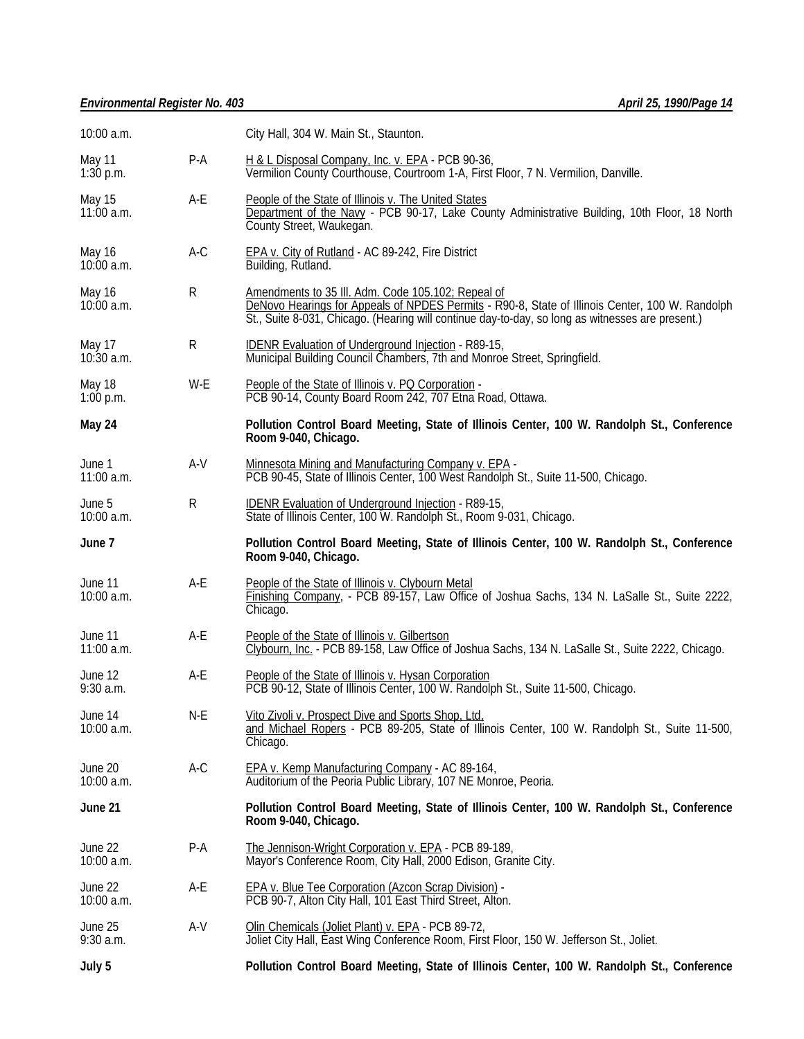| | | |
|---|---|---|
| 10:00 a.m. | | City Hall, 304 W. Main St., Staunton. |
| May 11<br>1:30 p.m. | P-A | H & L Disposal Company, Inc. v. EPA - PCB 90-36, Vermilion County Courthouse, Courtroom 1-A, First Floor, 7 N. Vermilion, Danville. |
| May 15<br>11:00 a.m. | A-E | People of the State of Illinois v. The United States Department of the Navy - PCB 90-17, Lake County Administrative Building, 10th Floor, 18 North County Street, Waukegan. |
| May 16<br>10:00 a.m. | A-C | EPA v. City of Rutland - AC 89-242, Fire District Building, Rutland. |
| May 16<br>10:00 a.m. | R | Amendments to 35 Ill. Adm. Code 105.102; Repeal of DeNovo Hearings for Appeals of NPDES Permits - R90-8, State of Illinois Center, 100 W. Randolph St., Suite 8-031, Chicago. (Hearing will continue day-to-day, so long as witnesses are present.) |
| May 17<br>10:30 a.m. | R | IDENR Evaluation of Underground Injection - R89-15, Municipal Building Council Chambers, 7th and Monroe Street, Springfield. |
| May 18<br>1:00 p.m. | W-E | People of the State of Illinois v. PQ Corporation - PCB 90-14, County Board Room 242, 707 Etna Road, Ottawa. |
| **May 24** | | **Pollution Control Board Meeting, State of Illinois Center, 100 W. Randolph St., Conference Room 9-040, Chicago.** |
| June 1<br>11:00 a.m. | A-V | Minnesota Mining and Manufacturing Company v. EPA - PCB 90-45, State of Illinois Center, 100 West Randolph St., Suite 11-500, Chicago. |
| June 5<br>10:00 a.m. | R | IDENR Evaluation of Underground Injection - R89-15, State of Illinois Center, 100 W. Randolph St., Room 9-031, Chicago. |
| **June 7** | | **Pollution Control Board Meeting, State of Illinois Center, 100 W. Randolph St., Conference Room 9-040, Chicago.** |
| June 11<br>10:00 a.m. | A-E | People of the State of Illinois v. Clybourn Metal Finishing Company, - PCB 89-157, Law Office of Joshua Sachs, 134 N. LaSalle St., Suite 2222, Chicago. |
| June 11<br>11:00 a.m. | A-E | People of the State of Illinois v. Gilbertson Clybourn, Inc. - PCB 89-158, Law Office of Joshua Sachs, 134 N. LaSalle St., Suite 2222, Chicago. |
| June 12<br>9:30 a.m. | A-E | People of the State of Illinois v. Hysan Corporation PCB 90-12, State of Illinois Center, 100 W. Randolph St., Suite 11-500, Chicago. |
| June 14<br>10:00 a.m. | N-E | Vito Zivoli v. Prospect Dive and Sports Shop, Ltd. and Michael Ropers - PCB 89-205, State of Illinois Center, 100 W. Randolph St., Suite 11-500, Chicago. |
| June 20<br>10:00 a.m. | A-C | EPA v. Kemp Manufacturing Company - AC 89-164, Auditorium of the Peoria Public Library, 107 NE Monroe, Peoria. |
| **June 21** | | **Pollution Control Board Meeting, State of Illinois Center, 100 W. Randolph St., Conference Room 9-040, Chicago.** |
| June 22<br>10:00 a.m. | P-A | The Jennison-Wright Corporation v. EPA - PCB 89-189, Mayor's Conference Room, City Hall, 2000 Edison, Granite City. |
| June 22<br>10:00 a.m. | A-E | EPA v. Blue Tee Corporation (Azcon Scrap Division) - PCB 90-7, Alton City Hall, 101 East Third Street, Alton. |
| June 25<br>9:30 a.m. | A-V | Olin Chemicals (Joliet Plant) v. EPA - PCB 89-72, Joliet City Hall, East Wing Conference Room, First Floor, 150 W. Jefferson St., Joliet. |
| **July 5** | | **Pollution Control Board Meeting, State of Illinois Center, 100 W. Randolph St., Conference** |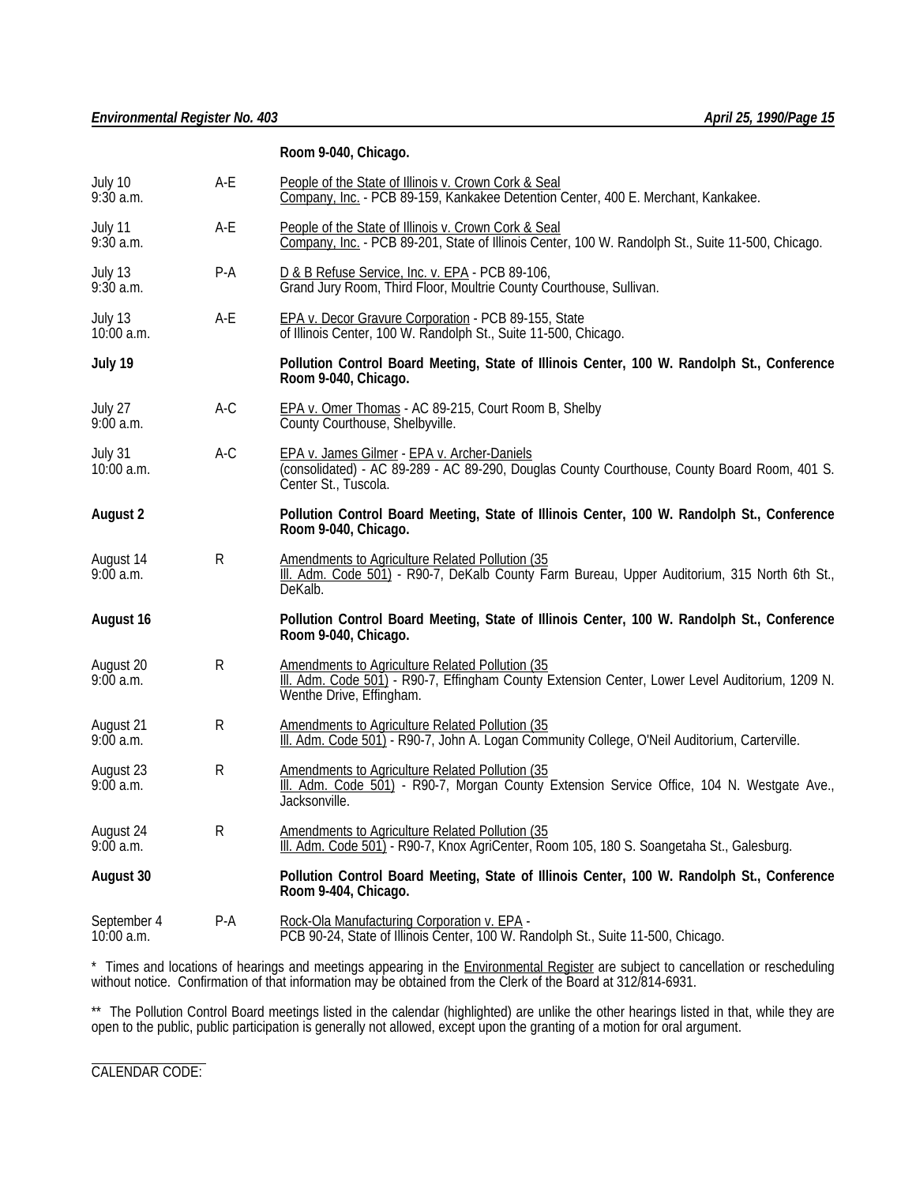| | | **Room 9-040, Chicago.** |
|---|---|---|
| July 10<br>9:30 a.m. | A-E | People of the State of Illinois v. Crown Cork & Seal Company, Inc. - PCB 89-159, Kankakee Detention Center, 400 E. Merchant, Kankakee. |
| July 11<br>9:30 a.m. | A-E | People of the State of Illinois v. Crown Cork & Seal Company, Inc. - PCB 89-201, State of Illinois Center, 100 W. Randolph St., Suite 11-500, Chicago. |
| July 13<br>9:30 a.m. | P-A | D & B Refuse Service, Inc. v. EPA - PCB 89-106, Grand Jury Room, Third Floor, Moultrie County Courthouse, Sullivan. |
| July 13<br>10:00 a.m. | A-E | EPA v. Decor Gravure Corporation - PCB 89-155, State of Illinois Center, 100 W. Randolph St., Suite 11-500, Chicago. |
| **July 19** | | **Pollution Control Board Meeting, State of Illinois Center, 100 W. Randolph St., Conference Room 9-040, Chicago.** |
| July 27<br>9:00 a.m. | A-C | EPA v. Omer Thomas - AC 89-215, Court Room B, Shelby County Courthouse, Shelbyville. |
| July 31<br>10:00 a.m. | A-C | EPA v. James Gilmer - EPA v. Archer-Daniels (consolidated) - AC 89-289 - AC 89-290, Douglas County Courthouse, County Board Room, 401 S. Center St., Tuscola. |
| **August 2** | | **Pollution Control Board Meeting, State of Illinois Center, 100 W. Randolph St., Conference Room 9-040, Chicago.** |
| August 14<br>9:00 a.m. | R | Amendments to Agriculture Related Pollution (35 Ill. Adm. Code 501) - R90-7, DeKalb County Farm Bureau, Upper Auditorium, 315 North 6th St., DeKalb. |
| **August 16** | | **Pollution Control Board Meeting, State of Illinois Center, 100 W. Randolph St., Conference Room 9-040, Chicago.** |
| August 20<br>9:00 a.m. | R | Amendments to Agriculture Related Pollution (35 Ill. Adm. Code 501) - R90-7, Effingham County Extension Center, Lower Level Auditorium, 1209 N. Wenthe Drive, Effingham. |
| August 21<br>9:00 a.m. | R | Amendments to Agriculture Related Pollution (35 Ill. Adm. Code 501) - R90-7, John A. Logan Community College, O'Neil Auditorium, Carterville. |
| August 23<br>9:00 a.m. | R | Amendments to Agriculture Related Pollution (35 Ill. Adm. Code 501) - R90-7, Morgan County Extension Service Office, 104 N. Westgate Ave., Jacksonville. |
| August 24<br>9:00 a.m. | R | Amendments to Agriculture Related Pollution (35 Ill. Adm. Code 501) - R90-7, Knox AgriCenter, Room 105, 180 S. Soangetaha St., Galesburg. |
| **August 30** | | **Pollution Control Board Meeting, State of Illinois Center, 100 W. Randolph St., Conference Room 9-404, Chicago.** |
| September 4<br>10:00 a.m. | P-A | Rock-Ola Manufacturing Corporation v. EPA - PCB 90-24, State of Illinois Center, 100 W. Randolph St., Suite 11-500, Chicago. |

\* Times and locations of hearings and meetings appearing in the Environmental Register are subject to cancellation or rescheduling without notice. Confirmation of that information may be obtained from the Clerk of the Board at 312/814-6931.

\*\* The Pollution Control Board meetings listed in the calendar (highlighted) are unlike the other hearings listed in that, while they are open to the public, public participation is generally not allowed, except upon the granting of a motion for oral argument.

CALENDAR CODE: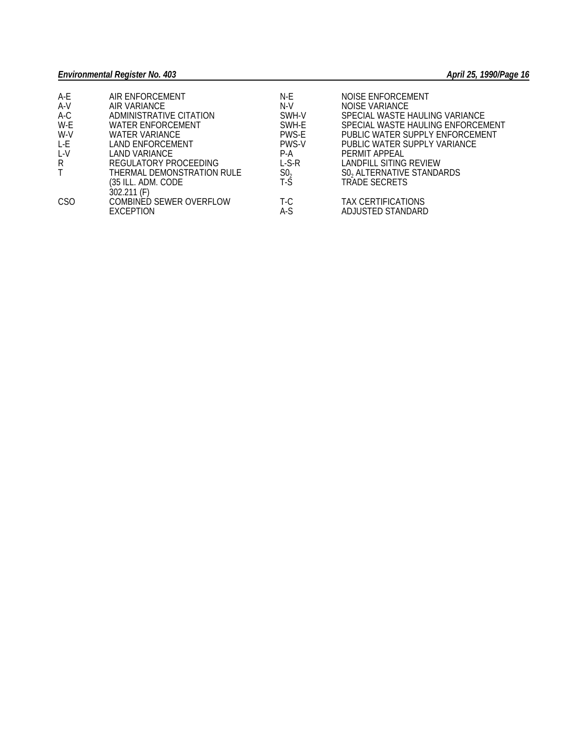| | | | |
|---|---|---|---|
| A-E | AIR ENFORCEMENT | N-E | NOISE ENFORCEMENT |
| A-V | AIR VARIANCE | N-V | NOISE VARIANCE |
| A-C | ADMINISTRATIVE CITATION | SWH-V | SPECIAL WASTE HAULING VARIANCE |
| W-E | WATER ENFORCEMENT | SWH-E | SPECIAL WASTE HAULING ENFORCEMENT |
| W-V | WATER VARIANCE | PWS-E | PUBLIC WATER SUPPLY ENFORCEMENT |
| L-E | LAND ENFORCEMENT | PWS-V | PUBLIC WATER SUPPLY VARIANCE |
| L-V | LAND VARIANCE | P-A | PERMIT APPEAL |
| R | REGULATORY PROCEEDING | L-S-R | LANDFILL SITING REVIEW |
| T | THERMAL DEMONSTRATION RULE (35 ILL. ADM. CODE 302.211 (F) | $S0_2$ | $S0_2$ ALTERNATIVE STANDARDS |
| | | T-S | TRADE SECRETS |
| CSO | COMBINED SEWER OVERFLOW EXCEPTION | T-C | TAX CERTIFICATIONS |
| | | A-S | ADJUSTED STANDARD |